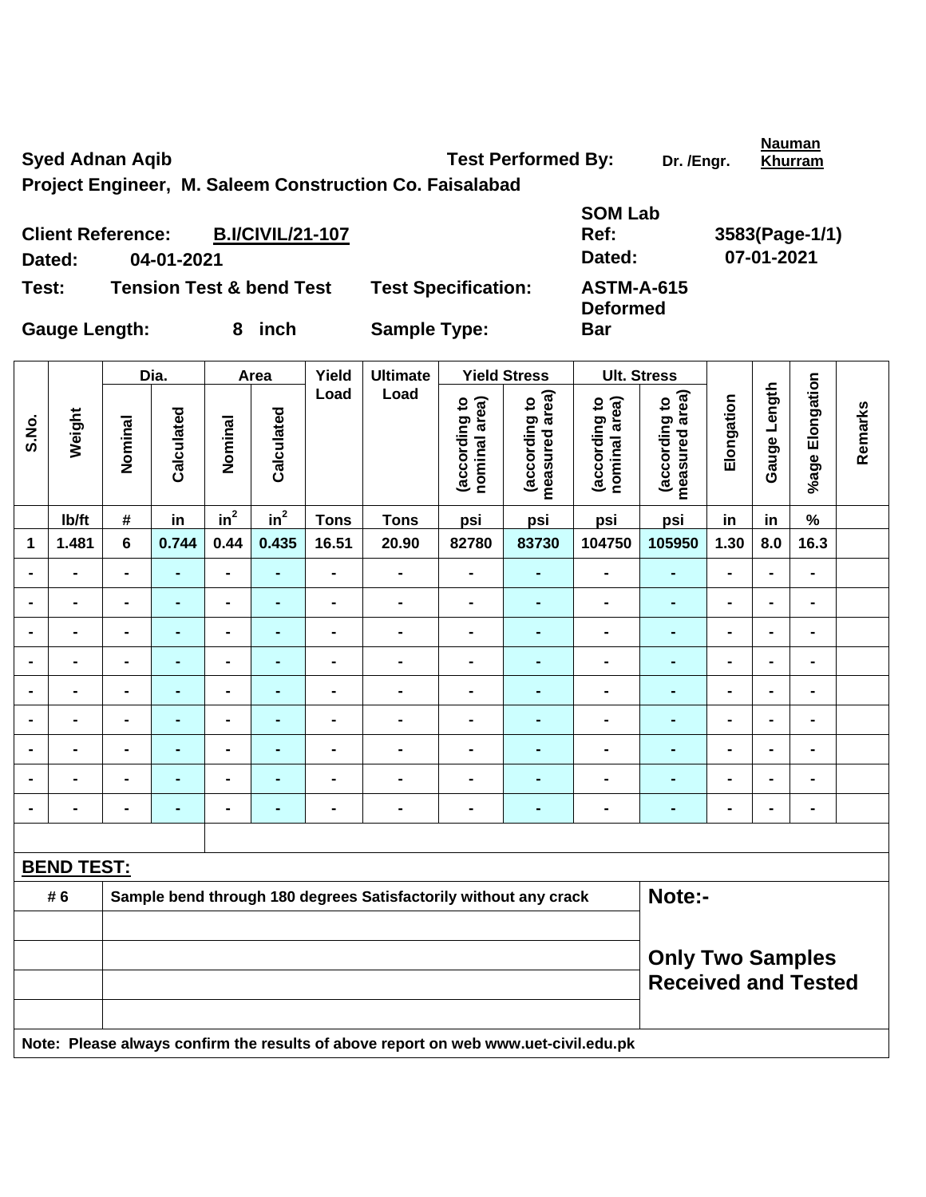**Syed Adnan Aqib** **Test Performed By:** Dr. /Engr. Nauman Khurram

**Project Engineer, M. Saleem Construction Co. Faisalabad**

**Client Reference:** B.I/CIVIL/21-107 **SOM Lab Ref:** 3583(Page-1/1)

**Dated:** 04-01-2021 **Dated:** 07-01-2021

**Test:** Tension Test & bend Test **Test Specification:** ASTM-A-615

**Gauge Length:** 8 inch **Sample Type:** Deformed Bar

| S.No. | Weight | Dia. | | Area | | Yield Load | Ultimate Load | Yield Stress | | Ult. Stress | | Elongation | Gauge Length | %age Elongation | Remarks |
|---|---|---|---|---|---|---|---|---|---|---|---|---|---|---|---|
| | | Nominal | Calculated | Nominal | Calculated | | | (according to nominal area) | (according to measured area) | (according to nominal area) | (according to measured area) | | | | |
| | lb/ft | # | in | $in^2$ | $in^2$ | Tons | Tons | psi | psi | psi | psi | in | in | % | |
| 1 | 1.481 | 6 | 0.744 | 0.44 | 0.435 | 16.51 | 20.90 | 82780 | 83730 | 104750 | 105950 | 1.30 | 8.0 | 16.3 | |
| - | - | - | - | - | - | - | - | - | - | - | - | - | - | - | |
| - | - | - | - | - | - | - | - | - | - | - | - | - | - | - | |
| - | - | - | - | - | - | - | - | - | - | - | - | - | - | - | |
| - | - | - | - | - | - | - | - | - | - | - | - | - | - | - | |
| - | - | - | - | - | - | - | - | - | - | - | - | - | - | - | |
| - | - | - | - | - | - | - | - | - | - | - | - | - | - | - | |
| - | - | - | - | - | - | - | - | - | - | - | - | - | - | - | |
| - | - | - | - | - | - | - | - | - | - | - | - | - | - | - | |
| - | - | - | - | - | - | - | - | - | - | - | - | - | - | - | |

**BEND TEST:**

| | | |
|---|---|---|
| # 6 | Sample bend through 180 degrees Satisfactorily without any crack | **Note:-** |
| | | |
| | | **Only Two Samples Received and Tested** |
| | | |
| | | |

**Note: Please always confirm the results of above report on web www.uet-civil.edu.pk**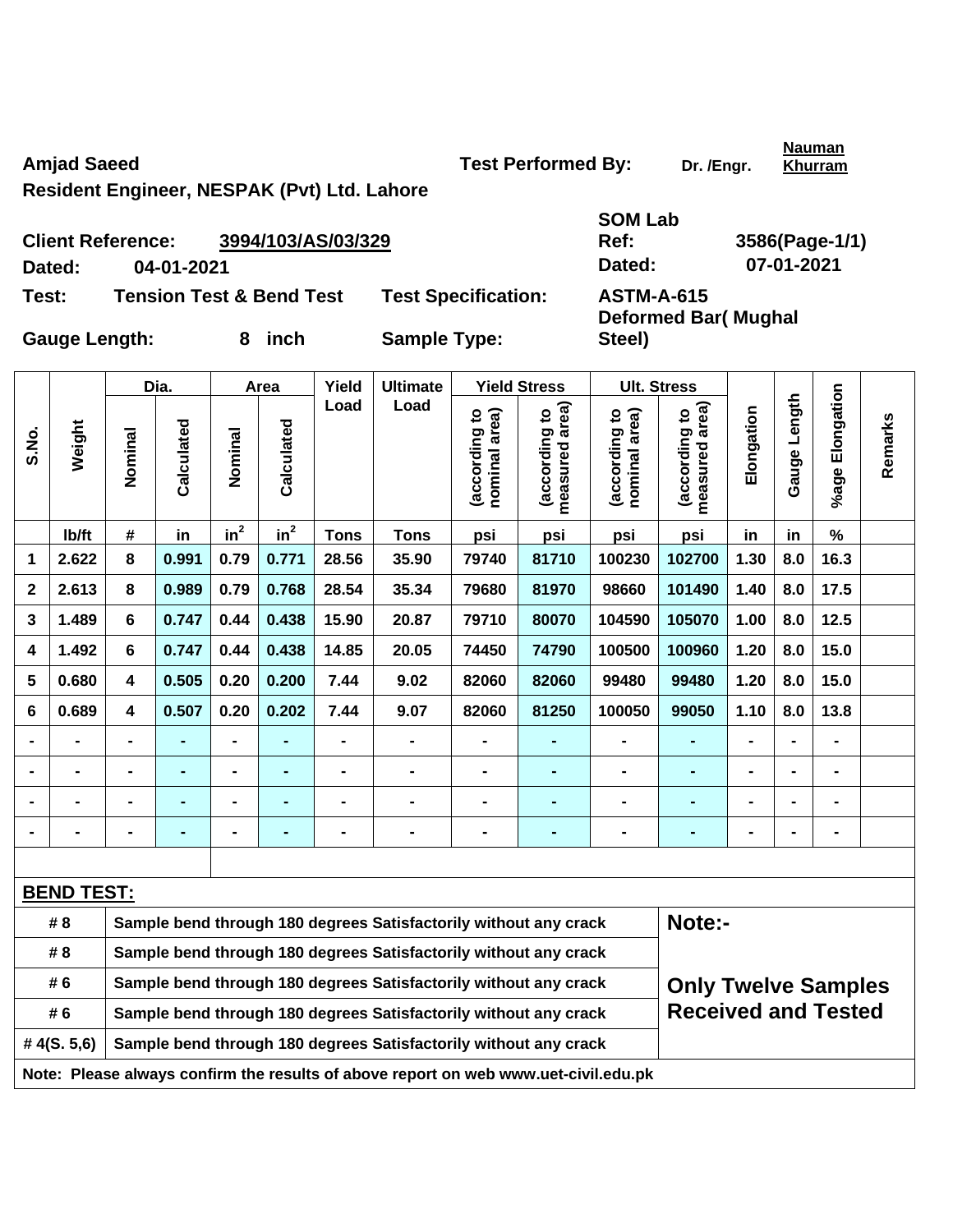**Amjad Saeed**

**Resident Engineer, NESPAK (Pvt) Ltd. Lahore**

**Test Performed By:** Dr. /Engr. **Nauman Khurram**

**Client Reference:** **3994/103/AS/03/329**

**Dated:** 04-01-2021

**SOM Lab Ref:** 3586(Page-1/1)

**Dated:** 07-01-2021

**Test:** Tension Test & Bend Test

**Test Specification:** ASTM-A-615

**Gauge Length:** 8 inch

**Sample Type:** Deformed Bar( Mughal Steel)

| S.No. | Weight | Dia. | | Area | | Yield Load | Ultimate Load | Yield Stress | | Ult. Stress | | Elongation | Gauge Length | %age Elongation | Remarks |
|---|---|---|---|---|---|---|---|---|---|---|---|---|---|---|---|
| | | Nominal | Calculated | Nominal | Calculated | | | (according to nominal area) | (according to measured area) | (according to nominal area) | (according to measured area) | | | | |
| | lb/ft | # | in | $in^2$ | $in^2$ | Tons | Tons | psi | psi | psi | psi | in | in | % | |
| 1 | 2.622 | 8 | 0.991 | 0.79 | 0.771 | 28.56 | 35.90 | 79740 | 81710 | 100230 | 102700 | 1.30 | 8.0 | 16.3 | |
| 2 | 2.613 | 8 | 0.989 | 0.79 | 0.768 | 28.54 | 35.34 | 79680 | 81970 | 98660 | 101490 | 1.40 | 8.0 | 17.5 | |
| 3 | 1.489 | 6 | 0.747 | 0.44 | 0.438 | 15.90 | 20.87 | 79710 | 80070 | 104590 | 105070 | 1.00 | 8.0 | 12.5 | |
| 4 | 1.492 | 6 | 0.747 | 0.44 | 0.438 | 14.85 | 20.05 | 74450 | 74790 | 100500 | 100960 | 1.20 | 8.0 | 15.0 | |
| 5 | 0.680 | 4 | 0.505 | 0.20 | 0.200 | 7.44 | 9.02 | 82060 | 82060 | 99480 | 99480 | 1.20 | 8.0 | 15.0 | |
| 6 | 0.689 | 4 | 0.507 | 0.20 | 0.202 | 7.44 | 9.07 | 82060 | 81250 | 100050 | 99050 | 1.10 | 8.0 | 13.8 | |
| - | - | - | - | - | - | - | - | - | - | - | - | - | - | - | |
| - | - | - | - | - | - | - | - | - | - | - | - | - | - | - | |
| - | - | - | - | - | - | - | - | - | - | - | - | - | - | - | |
| - | - | - | - | - | - | - | - | - | - | - | - | - | - | - | |

**BEND TEST:**

| Bar | Result |
|---|---|
| # 8 | Sample bend through 180 degrees Satisfactorily without any crack |
| # 8 | Sample bend through 180 degrees Satisfactorily without any crack |
| # 6 | Sample bend through 180 degrees Satisfactorily without any crack |
| # 6 | Sample bend through 180 degrees Satisfactorily without any crack |
| # 4(S. 5,6) | Sample bend through 180 degrees Satisfactorily without any crack |

**Note:-**

**Only Twelve Samples Received and Tested**

**Note: Please always confirm the results of above report on web www.uet-civil.edu.pk**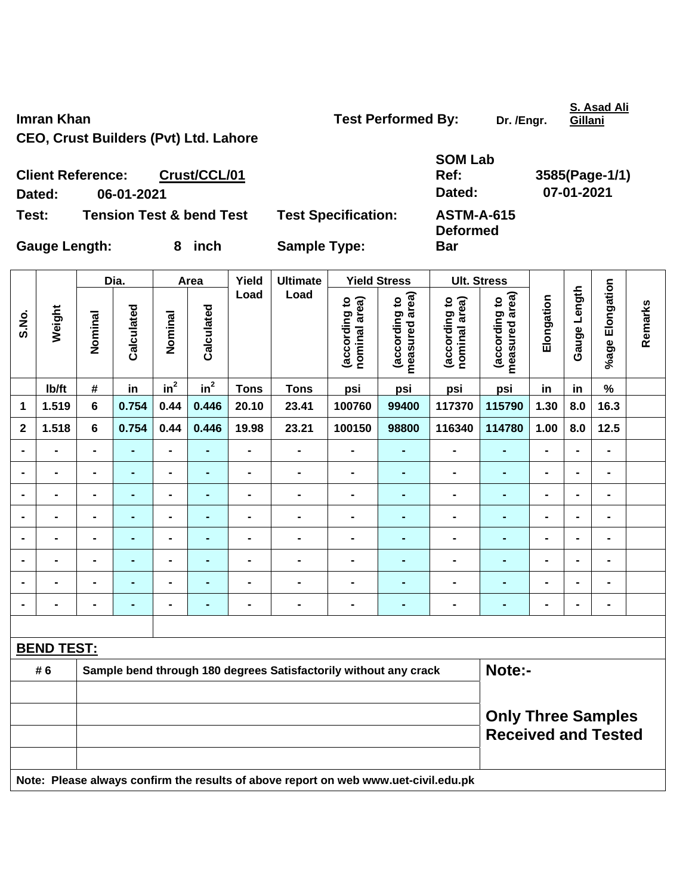**Imran Khan**

**CEO, Crust Builders (Pvt) Ltd. Lahore**

**Test Performed By:** Dr. /Engr. **S. Asad Ali Gillani**

**Client Reference:** **Crust/CCL/01**

**Dated:** 06-01-2021

**SOM Lab Ref:** 3585(Page-1/1)

**Dated:** 07-01-2021

**Test:** Tension Test & bend Test

**Test Specification:** ASTM-A-615

**Gauge Length:** 8 inch

**Sample Type:** Deformed Bar

| S.No. | Weight | Dia. | | Area | | Yield Load | Ultimate Load | Yield Stress | | Ult. Stress | | Elongation | Gauge Length | %age Elongation | Remarks |
|---|---|---|---|---|---|---|---|---|---|---|---|---|---|---|---|
| | | Nominal | Calculated | Nominal | Calculated | | | (according to nominal area) | (according to measured area) | (according to nominal area) | (according to measured area) | | | | |
| | lb/ft | # | in | $in^2$ | $in^2$ | Tons | Tons | psi | psi | psi | psi | in | in | % | |
| 1 | 1.519 | 6 | 0.754 | 0.44 | 0.446 | 20.10 | 23.41 | 100760 | 99400 | 117370 | 115790 | 1.30 | 8.0 | 16.3 | |
| 2 | 1.518 | 6 | 0.754 | 0.44 | 0.446 | 19.98 | 23.21 | 100150 | 98800 | 116340 | 114780 | 1.00 | 8.0 | 12.5 | |
| - | - | - | - | - | - | - | - | - | - | - | - | - | - | - | |
| - | - | - | - | - | - | - | - | - | - | - | - | - | - | - | |
| - | - | - | - | - | - | - | - | - | - | - | - | - | - | - | |
| - | - | - | - | - | - | - | - | - | - | - | - | - | - | - | |
| - | - | - | - | - | - | - | - | - | - | - | - | - | - | - | |
| - | - | - | - | - | - | - | - | - | - | - | - | - | - | - | |
| - | - | - | - | - | - | - | - | - | - | - | - | - | - | - | |
| - | - | - | - | - | - | - | - | - | - | - | - | - | - | - | |

**BEND TEST:**

| | | |
|---|---|---|
| # 6 | Sample bend through 180 degrees Satisfactorily without any crack | **Note:-** |
| | | |
| | | **Only Three Samples Received and Tested** |
| | | |
| | | |

**Note: Please always confirm the results of above report on web www.uet-civil.edu.pk**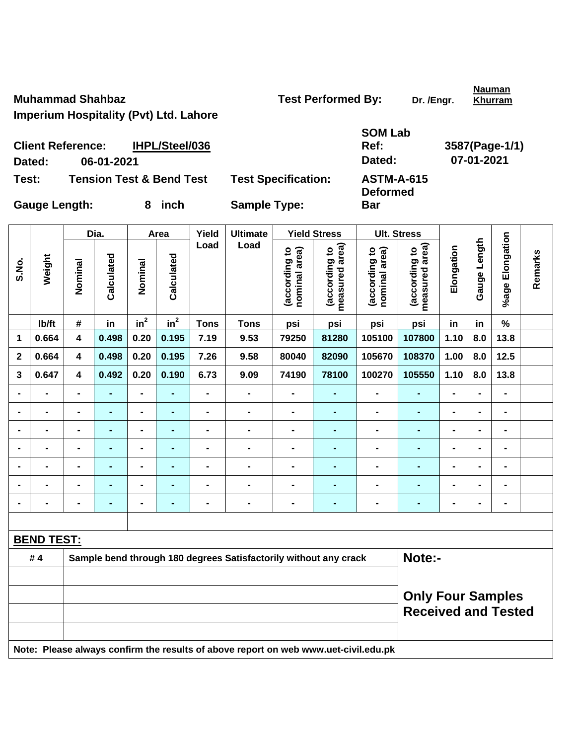**Muhammad Shahbaz**

**Imperium Hospitality (Pvt) Ltd. Lahore**

**Test Performed By:** Dr. /Engr. **Nauman Khurram**

**Client Reference:** IHPL/Steel/036 | **SOM Lab Ref:** 3587(Page-1/1)

**Dated:** 06-01-2021 | **Dated:** 07-01-2021

**Test:** Tension Test & Bend Test | **Test Specification:** ASTM-A-615

**Gauge Length:** 8 inch | **Sample Type:** Deformed Bar

| S.No. | Weight | Dia. | | Area | | Yield Load | Ultimate Load | Yield Stress | | Ult. Stress | | Elongation | Gauge Length | %age Elongation | Remarks |
|---|---|---|---|---|---|---|---|---|---|---|---|---|---|---|---|
| | | Nominal | Calculated | Nominal | Calculated | | | (according to nominal area) | (according to measured area) | (according to nominal area) | (according to measured area) | | | | |
| | lb/ft | # | in | $in^2$ | $in^2$ | Tons | Tons | psi | psi | psi | psi | in | in | % | |
| 1 | 0.664 | 4 | 0.498 | 0.20 | 0.195 | 7.19 | 9.53 | 79250 | 81280 | 105100 | 107800 | 1.10 | 8.0 | 13.8 | |
| 2 | 0.664 | 4 | 0.498 | 0.20 | 0.195 | 7.26 | 9.58 | 80040 | 82090 | 105670 | 108370 | 1.00 | 8.0 | 12.5 | |
| 3 | 0.647 | 4 | 0.492 | 0.20 | 0.190 | 6.73 | 9.09 | 74190 | 78100 | 100270 | 105550 | 1.10 | 8.0 | 13.8 | |
| - | - | - | - | - | - | - | - | - | - | - | - | - | - | - | |
| - | - | - | - | - | - | - | - | - | - | - | - | - | - | - | |
| - | - | - | - | - | - | - | - | - | - | - | - | - | - | - | |
| - | - | - | - | - | - | - | - | - | - | - | - | - | - | - | |
| - | - | - | - | - | - | - | - | - | - | - | - | - | - | - | |
| - | - | - | - | - | - | - | - | - | - | - | - | - | - | - | |
| - | - | - | - | - | - | - | - | - | - | - | - | - | - | - | |

**BEND TEST:**

| | | |
|---|---|---|
| # 4 | Sample bend through 180 degrees Satisfactorily without any crack | **Note:-** |
| | | |
| | | **Only Four Samples Received and Tested** |
| | | |
| | | |

**Note: Please always confirm the results of above report on web www.uet-civil.edu.pk**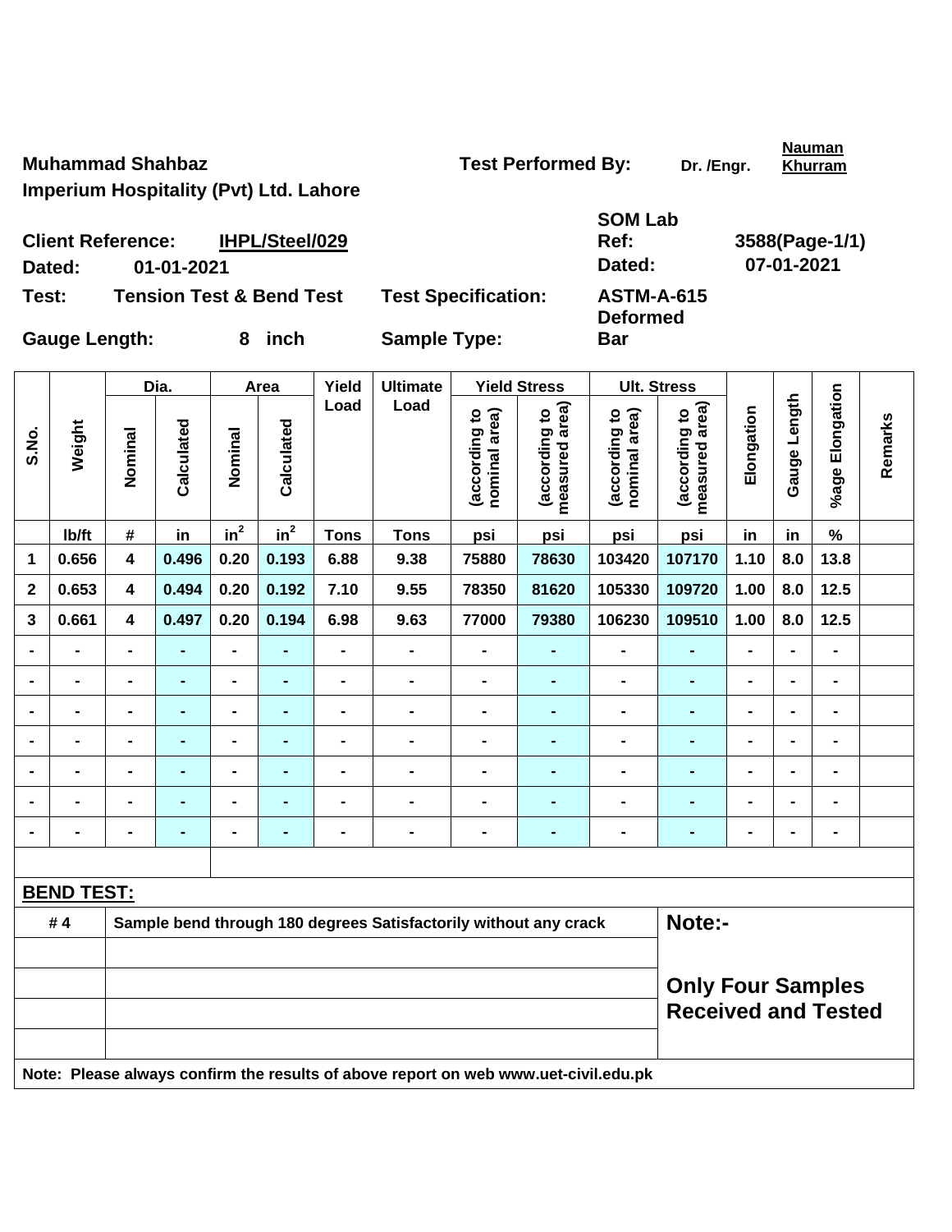**Muhammad Shahbaz** **Test Performed By:** Dr. /Engr. **Nauman Khurram**

**Imperium Hospitality (Pvt) Ltd. Lahore**

| | | | |
|---|---|---|---|
| **Client Reference:** | **IHPL/Steel/029** | **SOM Lab Ref:** | **3588(Page-1/1)** |
| **Dated:** | **01-01-2021** | **Dated:** | **07-01-2021** |
| **Test:** | **Tension Test & Bend Test** | **Test Specification:** | **ASTM-A-615** |
| **Gauge Length:** | **8 inch** | **Sample Type:** | **Deformed Bar** |

| S.No. | Weight | Dia. | | Area | | Yield Load | Ultimate Load | Yield Stress | | Ult. Stress | | Elongation | Gauge Length | %age Elongation | Remarks |
|---|---|---|---|---|---|---|---|---|---|---|---|---|---|---|---|
| | | Nominal | Calculated | Nominal | Calculated | | | (according to nominal area) | (according to measured area) | (according to nominal area) | (according to measured area) | | | | |
| | lb/ft | # | in | $in^2$ | $in^2$ | Tons | Tons | psi | psi | psi | psi | in | in | % | |
| 1 | 0.656 | 4 | 0.496 | 0.20 | 0.193 | 6.88 | 9.38 | 75880 | 78630 | 103420 | 107170 | 1.10 | 8.0 | 13.8 | |
| 2 | 0.653 | 4 | 0.494 | 0.20 | 0.192 | 7.10 | 9.55 | 78350 | 81620 | 105330 | 109720 | 1.00 | 8.0 | 12.5 | |
| 3 | 0.661 | 4 | 0.497 | 0.20 | 0.194 | 6.98 | 9.63 | 77000 | 79380 | 106230 | 109510 | 1.00 | 8.0 | 12.5 | |
| - | - | - | - | - | - | - | - | - | - | - | - | - | - | - | |
| - | - | - | - | - | - | - | - | - | - | - | - | - | - | - | |
| - | - | - | - | - | - | - | - | - | - | - | - | - | - | - | |
| - | - | - | - | - | - | - | - | - | - | - | - | - | - | - | |
| - | - | - | - | - | - | - | - | - | - | - | - | - | - | - | |
| - | - | - | - | - | - | - | - | - | - | - | - | - | - | - | |
| - | - | - | - | - | - | - | - | - | - | - | - | - | - | - | |

**BEND TEST:**

| | | |
|---|---|---|
| # 4 | Sample bend through 180 degrees Satisfactorily without any crack | **Note:-** |
| | | **Only Four Samples Received and Tested** |

**Note: Please always confirm the results of above report on web www.uet-civil.edu.pk**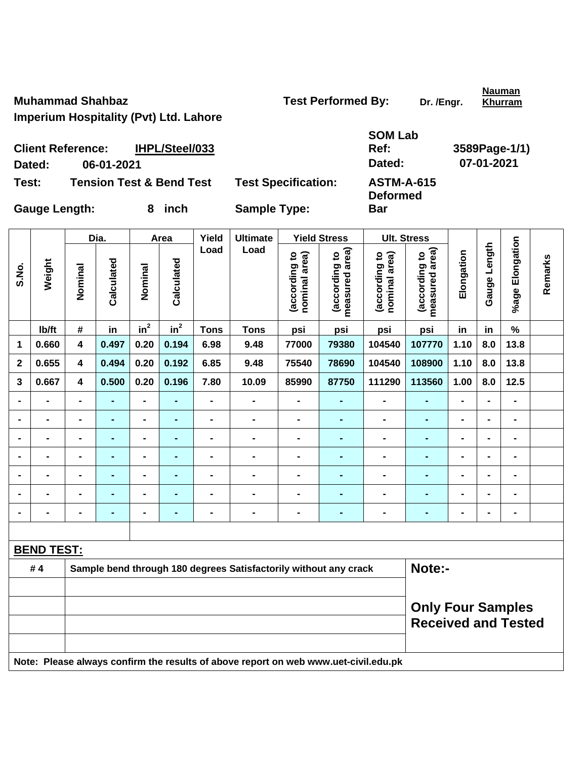**Muhammad Shahbaz** **Test Performed By:** Dr. /Engr. **Nauman Khurram**

**Imperium Hospitality (Pvt) Ltd. Lahore**

**Client Reference:** **IHPL/Steel/033** **SOM Lab Ref:** **3589Page-1/1)**

**Dated:** **06-01-2021** **Dated:** **07-01-2021**

**Test:** **Tension Test & Bend Test** **Test Specification:** **ASTM-A-615**

**Gauge Length:** **8 inch** **Sample Type:** **Deformed Bar**

| S.No. | Weight | Dia. | | Area | | Yield Load | Ultimate Load | Yield Stress | | Ult. Stress | | Elongation | Gauge Length | %age Elongation | Remarks |
|---|---|---|---|---|---|---|---|---|---|---|---|---|---|---|---|
| | | Nominal | Calculated | Nominal | Calculated | | | (according to nominal area) | (according to measured area) | (according to nominal area) | (according to measured area) | | | | |
| | lb/ft | # | in | $in^2$ | $in^2$ | Tons | Tons | psi | psi | psi | psi | in | in | % | |
| 1 | 0.660 | 4 | 0.497 | 0.20 | 0.194 | 6.98 | 9.48 | 77000 | 79380 | 104540 | 107770 | 1.10 | 8.0 | 13.8 | |
| 2 | 0.655 | 4 | 0.494 | 0.20 | 0.192 | 6.85 | 9.48 | 75540 | 78690 | 104540 | 108900 | 1.10 | 8.0 | 13.8 | |
| 3 | 0.667 | 4 | 0.500 | 0.20 | 0.196 | 7.80 | 10.09 | 85990 | 87750 | 111290 | 113560 | 1.00 | 8.0 | 12.5 | |
| - | - | - | - | - | - | - | - | - | - | - | - | - | - | - | |
| - | - | - | - | - | - | - | - | - | - | - | - | - | - | - | |
| - | - | - | - | - | - | - | - | - | - | - | - | - | - | - | |
| - | - | - | - | - | - | - | - | - | - | - | - | - | - | - | |
| - | - | - | - | - | - | - | - | - | - | - | - | - | - | - | |
| - | - | - | - | - | - | - | - | - | - | - | - | - | - | - | |
| - | - | - | - | - | - | - | - | - | - | - | - | - | - | - | |

**BEND TEST:**

| | | |
|---|---|---|
| # 4 | Sample bend through 180 degrees Satisfactorily without any crack | **Note:-** |
| | | **Only Four Samples Received and Tested** |

**Note: Please always confirm the results of above report on web www.uet-civil.edu.pk**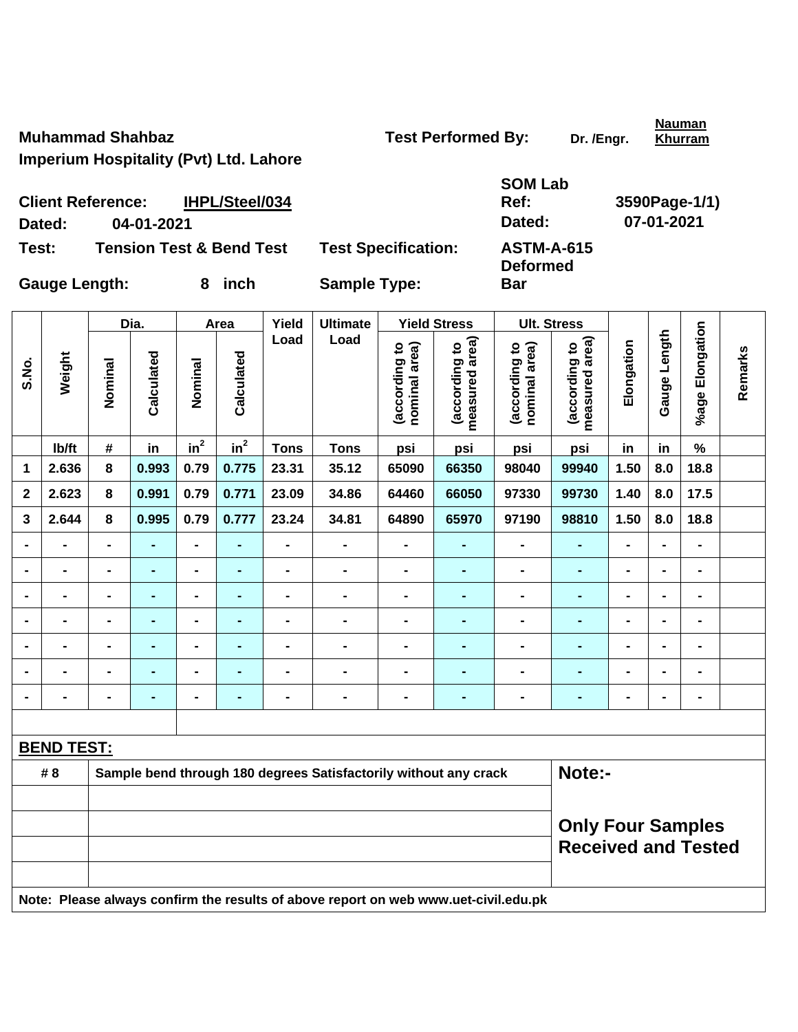**Muhammad Shahbaz**
**Imperium Hospitality (Pvt) Ltd. Lahore**

**Test Performed By:** Dr. /Engr. **Nauman Khurram**

**Client Reference:** IHPL/Steel/034 | **SOM Lab Ref:** 3590Page-1/1)

**Dated:** 04-01-2021 | **Dated:** 07-01-2021

**Test:** Tension Test & Bend Test | **Test Specification:** ASTM-A-615

**Gauge Length:** 8 inch | **Sample Type:** Deformed Bar

| S.No. | Weight | Dia. | | Area | | Yield Load | Ultimate Load | Yield Stress | | Ult. Stress | | Elongation | Gauge Length | %age Elongation | Remarks |
|---|---|---|---|---|---|---|---|---|---|---|---|---|---|---|---|
| | | Nominal | Calculated | Nominal | Calculated | | | (according to nominal area) | (according to measured area) | (according to nominal area) | (according to measured area) | | | | |
| | lb/ft | # | in | in² | in² | Tons | Tons | psi | psi | psi | psi | in | in | % | |
| 1 | 2.636 | 8 | 0.993 | 0.79 | 0.775 | 23.31 | 35.12 | 65090 | 66350 | 98040 | 99940 | 1.50 | 8.0 | 18.8 | |
| 2 | 2.623 | 8 | 0.991 | 0.79 | 0.771 | 23.09 | 34.86 | 64460 | 66050 | 97330 | 99730 | 1.40 | 8.0 | 17.5 | |
| 3 | 2.644 | 8 | 0.995 | 0.79 | 0.777 | 23.24 | 34.81 | 64890 | 65970 | 97190 | 98810 | 1.50 | 8.0 | 18.8 | |
| - | - | - | - | - | - | - | - | - | - | - | - | - | - | - | |
| - | - | - | - | - | - | - | - | - | - | - | - | - | - | - | |
| - | - | - | - | - | - | - | - | - | - | - | - | - | - | - | |
| - | - | - | - | - | - | - | - | - | - | - | - | - | - | - | |
| - | - | - | - | - | - | - | - | - | - | - | - | - | - | - | |
| - | - | - | - | - | - | - | - | - | - | - | - | - | - | - | |
| - | - | - | - | - | - | - | - | - | - | - | - | - | - | - | |

**BEND TEST:**

| # 8 | Sample bend through 180 degrees Satisfactorily without any crack |
|---|---|

**Note:-**

**Only Four Samples Received and Tested**

**Note: Please always confirm the results of above report on web www.uet-civil.edu.pk**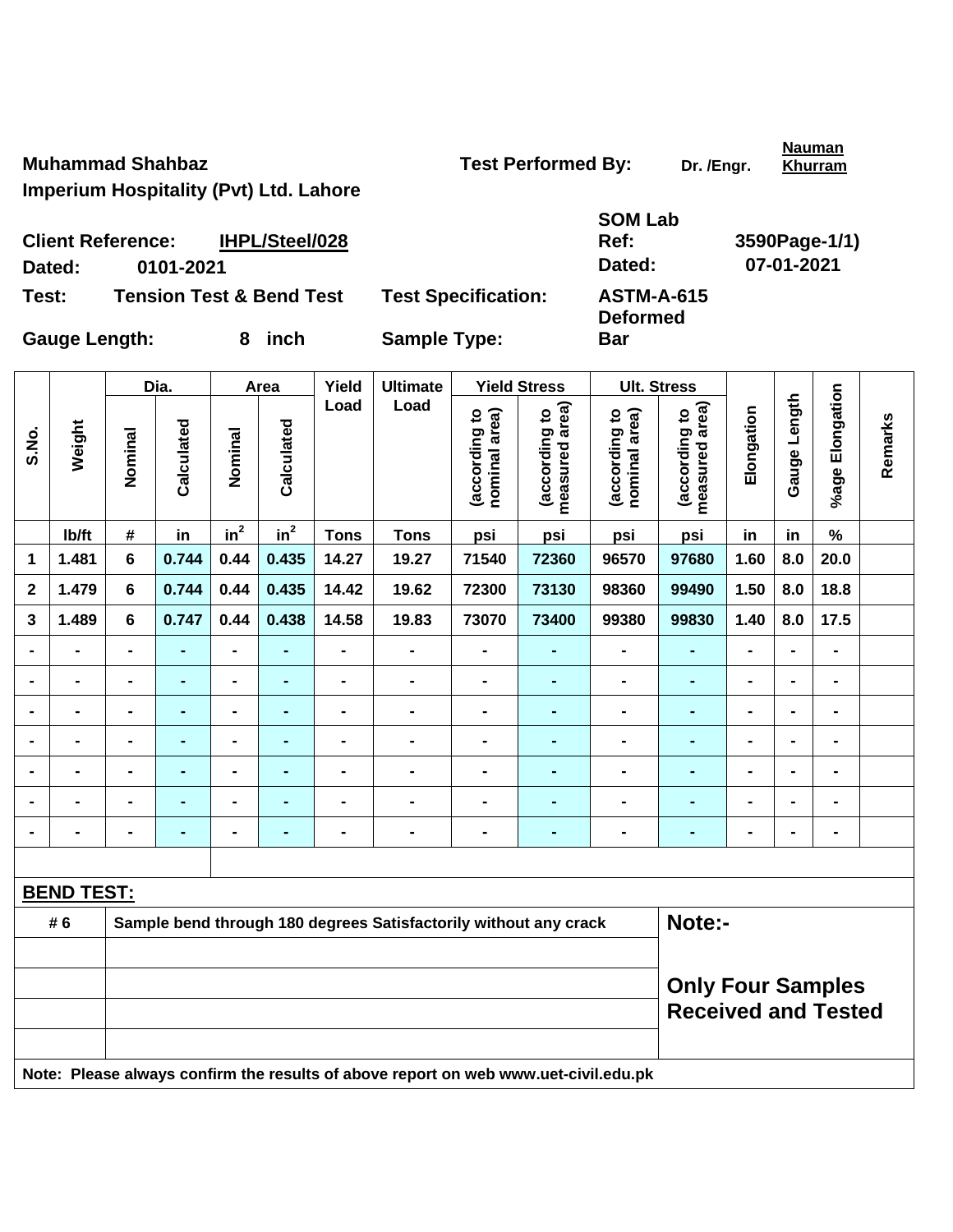**Muhammad Shahbaz**
**Imperium Hospitality (Pvt) Ltd. Lahore**

**Test Performed By:** Dr. /Engr. **Nauman Khurram**

**Client Reference:** **IHPL/Steel/028**
**Dated:** 0101-2021

**SOM Lab Ref:** 3590Page-1/1)
**Dated:** 07-01-2021

**Test:** **Tension Test & Bend Test** **Test Specification:** **ASTM-A-615**

**Gauge Length:** **8 inch** **Sample Type:** **Deformed Bar**

| S.No. | Weight | Dia. | | Area | | Yield Load | Ultimate Load | Yield Stress | | Ult. Stress | | Elongation | Gauge Length | %age Elongation | Remarks |
|---|---|---|---|---|---|---|---|---|---|---|---|---|---|---|---|
| | | Nominal | Calculated | Nominal | Calculated | | | (according to nominal area) | (according to measured area) | (according to nominal area) | (according to measured area) | | | | |
| | lb/ft | # | in | $in^2$ | $in^2$ | Tons | Tons | psi | psi | psi | psi | in | in | % | |
| 1 | 1.481 | 6 | 0.744 | 0.44 | 0.435 | 14.27 | 19.27 | 71540 | 72360 | 96570 | 97680 | 1.60 | 8.0 | 20.0 | |
| 2 | 1.479 | 6 | 0.744 | 0.44 | 0.435 | 14.42 | 19.62 | 72300 | 73130 | 98360 | 99490 | 1.50 | 8.0 | 18.8 | |
| 3 | 1.489 | 6 | 0.747 | 0.44 | 0.438 | 14.58 | 19.83 | 73070 | 73400 | 99380 | 99830 | 1.40 | 8.0 | 17.5 | |
| - | - | - | - | - | - | - | - | - | - | - | - | - | - | - | |
| - | - | - | - | - | - | - | - | - | - | - | - | - | - | - | |
| - | - | - | - | - | - | - | - | - | - | - | - | - | - | - | |
| - | - | - | - | - | - | - | - | - | - | - | - | - | - | - | |
| - | - | - | - | - | - | - | - | - | - | - | - | - | - | - | |
| - | - | - | - | - | - | - | - | - | - | - | - | - | - | - | |
| - | - | - | - | - | - | - | - | - | - | - | - | - | - | - | |

**BEND TEST:**

| | | |
|---|---|---|
| # 6 | Sample bend through 180 degrees Satisfactorily without any crack | **Note:-** **Only Four Samples Received and Tested** |

**Note: Please always confirm the results of above report on web www.uet-civil.edu.pk**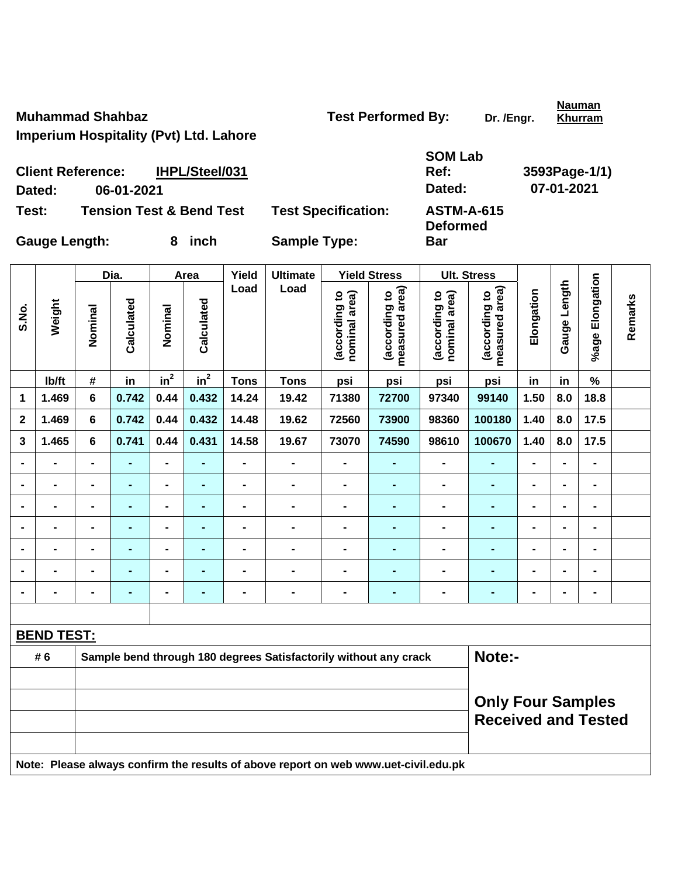**Muhammad Shahbaz**

**Imperium Hospitality (Pvt) Ltd. Lahore**

**Test Performed By:** Dr. /Engr. **Nauman Khurram**

**Client Reference:** **IHPL/Steel/031**

**Dated:** 06-01-2021

**SOM Lab Ref:** 3593Page-1/1)

**Dated:** 07-01-2021

**Test:** Tension Test & Bend Test

**Test Specification:** ASTM-A-615

**Gauge Length:** 8 inch

**Sample Type:** Deformed Bar

| S.No. | Weight | Dia. | | Area | | Yield Load | Ultimate Load | Yield Stress | | Ult. Stress | | Elongation | Gauge Length | %age Elongation | Remarks |
|---|---|---|---|---|---|---|---|---|---|---|---|---|---|---|---|
| | | Nominal | Calculated | Nominal | Calculated | | | (according to nominal area) | (according to measured area) | (according to nominal area) | (according to measured area) | | | | |
| | lb/ft | # | in | in$^2$ | in$^2$ | Tons | Tons | psi | psi | psi | psi | in | in | % | |
| 1 | 1.469 | 6 | 0.742 | 0.44 | 0.432 | 14.24 | 19.42 | 71380 | 72700 | 97340 | 99140 | 1.50 | 8.0 | 18.8 | |
| 2 | 1.469 | 6 | 0.742 | 0.44 | 0.432 | 14.48 | 19.62 | 72560 | 73900 | 98360 | 100180 | 1.40 | 8.0 | 17.5 | |
| 3 | 1.465 | 6 | 0.741 | 0.44 | 0.431 | 14.58 | 19.67 | 73070 | 74590 | 98610 | 100670 | 1.40 | 8.0 | 17.5 | |
| - | - | - | - | - | - | - | - | - | - | - | - | - | - | - | |
| - | - | - | - | - | - | - | - | - | - | - | - | - | - | - | |
| - | - | - | - | - | - | - | - | - | - | - | - | - | - | - | |
| - | - | - | - | - | - | - | - | - | - | - | - | - | - | - | |
| - | - | - | - | - | - | - | - | - | - | - | - | - | - | - | |
| - | - | - | - | - | - | - | - | - | - | - | - | - | - | - | |
| - | - | - | - | - | - | - | - | - | - | - | - | - | - | - | |

**BEND TEST:**

| | | |
|---|---|---|
| # 6 | Sample bend through 180 degrees Satisfactorily without any crack | **Note:-** |
| | | |
| | | **Only Four Samples Received and Tested** |
| | | |
| | | |

**Note: Please always confirm the results of above report on web www.uet-civil.edu.pk**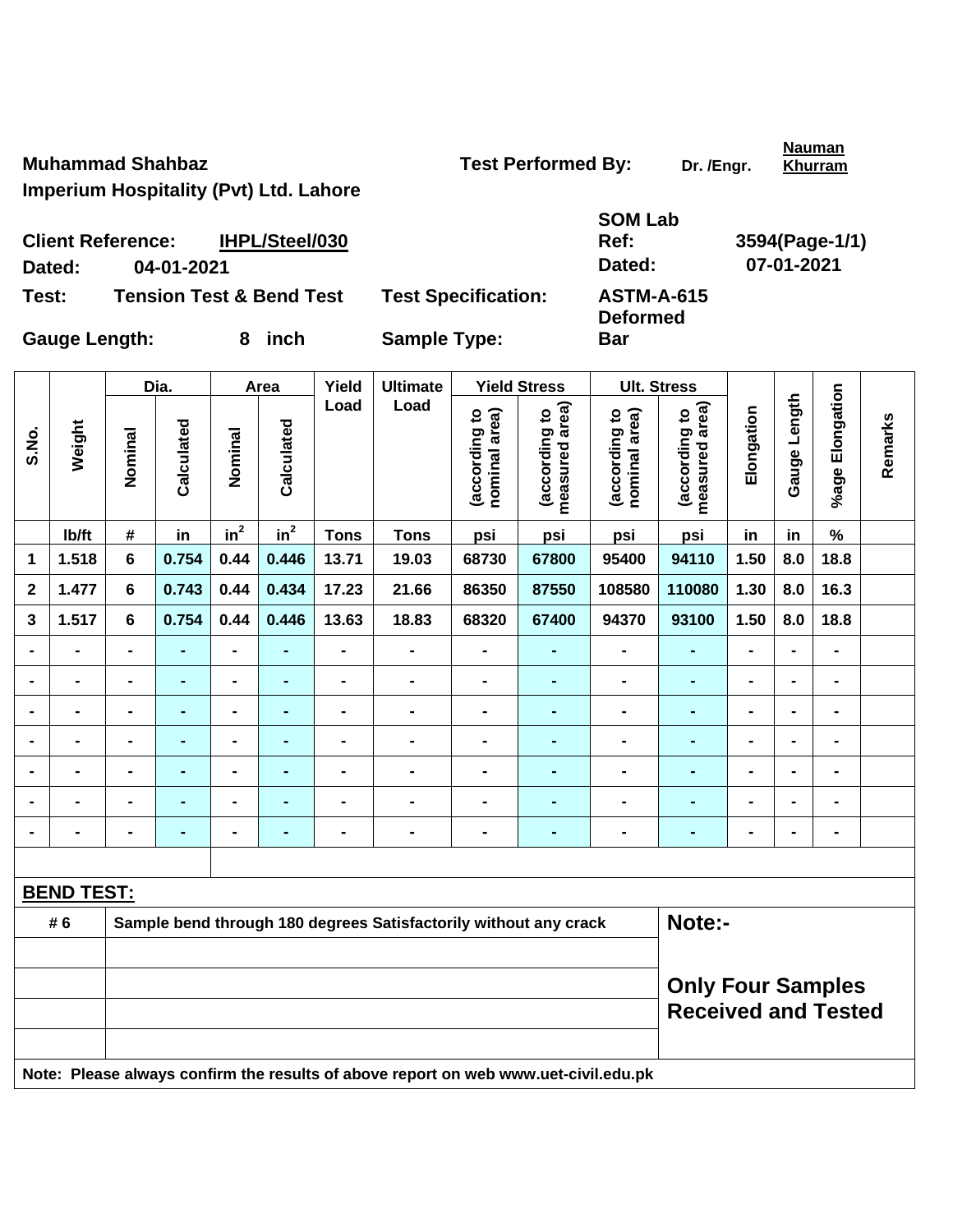**Muhammad Shahbaz**
**Imperium Hospitality (Pvt) Ltd. Lahore**

**Test Performed By:** Dr. /Engr. **Nauman Khurram**

**Client Reference:** **IHPL/Steel/030**
**Dated:** 04-01-2021

**SOM Lab Ref:** 3594(Page-1/1)
**Dated:** 07-01-2021

**Test:** Tension Test & Bend Test
**Test Specification:** ASTM-A-615

**Gauge Length:** 8 inch
**Sample Type:** Deformed Bar

| S.No. | Weight | Dia. | | Area | | Yield Load | Ultimate Load | Yield Stress | | Ult. Stress | | Elongation | Gauge Length | %age Elongation | Remarks |
|---|---|---|---|---|---|---|---|---|---|---|---|---|---|---|---|
| | | Nominal | Calculated | Nominal | Calculated | | | (according to nominal area) | (according to measured area) | (according to nominal area) | (according to measured area) | | | | |
| | lb/ft | # | in | $in^2$ | $in^2$ | Tons | Tons | psi | psi | psi | psi | in | in | % | |
| 1 | 1.518 | 6 | 0.754 | 0.44 | 0.446 | 13.71 | 19.03 | 68730 | 67800 | 95400 | 94110 | 1.50 | 8.0 | 18.8 | |
| 2 | 1.477 | 6 | 0.743 | 0.44 | 0.434 | 17.23 | 21.66 | 86350 | 87550 | 108580 | 110080 | 1.30 | 8.0 | 16.3 | |
| 3 | 1.517 | 6 | 0.754 | 0.44 | 0.446 | 13.63 | 18.83 | 68320 | 67400 | 94370 | 93100 | 1.50 | 8.0 | 18.8 | |
| - | - | - | - | - | - | - | - | - | - | - | - | - | - | - | |
| - | - | - | - | - | - | - | - | - | - | - | - | - | - | - | |
| - | - | - | - | - | - | - | - | - | - | - | - | - | - | - | |
| - | - | - | - | - | - | - | - | - | - | - | - | - | - | - | |
| - | - | - | - | - | - | - | - | - | - | - | - | - | - | - | |
| - | - | - | - | - | - | - | - | - | - | - | - | - | - | - | |
| - | - | - | - | - | - | - | - | - | - | - | - | - | - | - | |

**BEND TEST:**

| | | |
|---|---|---|
| # 6 | Sample bend through 180 degrees Satisfactorily without any crack | **Note:-** **Only Four Samples Received and Tested** |

**Note: Please always confirm the results of above report on web www.uet-civil.edu.pk**